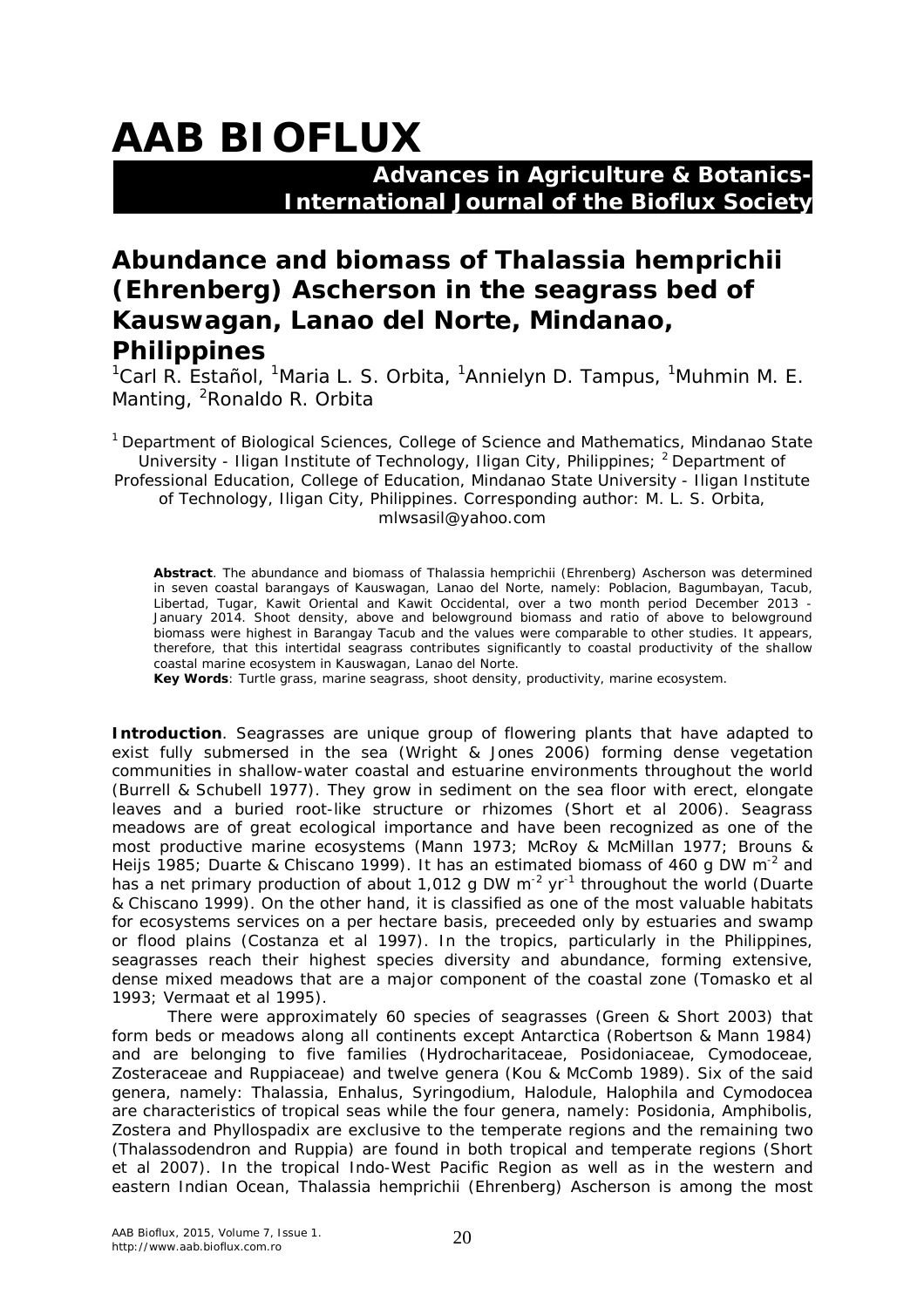# AAB BIOFLUX

**Advances in Agriculture & Botanics- International Journal of the Bioflux Society**

## Abundance and biomass of Thalassia hemprichii (Ehrenberg) Ascherson in the seagrass bed of Kauswagan, Lanao del Norte, Mindanao, Philippines

[1]Carl R. Estañol, [1]Maria L. S. Orbita, [1]Annielyn D. Tampus, [1]Muhmin M. E. Manting, [2]Ronaldo R. Orbita

[1] Department of Biological Sciences, College of Science and Mathematics, Mindanao State University - Iligan Institute of Technology, Iligan City, Philippines; [2] Department of Professional Education, College of Education, Mindanao State University - Iligan Institute of Technology, Iligan City, Philippines. Corresponding author: M. L. S. Orbita, mlwsasil@yahoo.com

**Abstract**. The abundance and biomass of Thalassia hemprichii (Ehrenberg) Ascherson was determined in seven coastal barangays of Kauswagan, Lanao del Norte, namely: Poblacion, Bagumbayan, Tacub, Libertad, Tugar, Kawit Oriental and Kawit Occidental, over a two month period December 2013 - January 2014. Shoot density, above and belowground biomass and ratio of above to belowground biomass were highest in Barangay Tacub and the values were comparable to other studies. It appears, therefore, that this intertidal seagrass contributes significantly to coastal productivity of the shallow coastal marine ecosystem in Kauswagan, Lanao del Norte.

**Key Words**: Turtle grass, marine seagrass, shoot density, productivity, marine ecosystem.

**Introduction**. Seagrasses are unique group of flowering plants that have adapted to exist fully submersed in the sea (Wright & Jones 2006) forming dense vegetation communities in shallow-water coastal and estuarine environments throughout the world (Burrell & Schubell 1977). They grow in sediment on the sea floor with erect, elongate leaves and a buried root-like structure or rhizomes (Short et al 2006). Seagrass meadows are of great ecological importance and have been recognized as one of the most productive marine ecosystems (Mann 1973; McRoy & McMillan 1977; Brouns & Heijs 1985; Duarte & Chiscano 1999). It has an estimated biomass of 460 g DW $m^{-2}$ and has a net primary production of about 1,012 g DW $m^{-2}$ $yr^{-1}$ throughout the world (Duarte & Chiscano 1999). On the other hand, it is classified as one of the most valuable habitats for ecosystems services on a per hectare basis, preceeded only by estuaries and swamp or flood plains (Costanza et al 1997). In the tropics, particularly in the Philippines, seagrasses reach their highest species diversity and abundance, forming extensive, dense mixed meadows that are a major component of the coastal zone (Tomasko et al 1993; Vermaat et al 1995).

There were approximately 60 species of seagrasses (Green & Short 2003) that form beds or meadows along all continents except Antarctica (Robertson & Mann 1984) and are belonging to five families (Hydrocharitaceae, Posidoniaceae, Cymodoceae, Zosteraceae and Ruppiaceae) and twelve genera (Kou & McComb 1989). Six of the said genera, namely: Thalassia, Enhalus, Syringodium, Halodule, Halophila and Cymodocea are characteristics of tropical seas while the four genera, namely: Posidonia, Amphibolis, Zostera and Phyllospadix are exclusive to the temperate regions and the remaining two (Thalassodendron and Ruppia) are found in both tropical and temperate regions (Short et al 2007). In the tropical Indo-West Pacific Region as well as in the western and eastern Indian Ocean, Thalassia hemprichii (Ehrenberg) Ascherson is among the most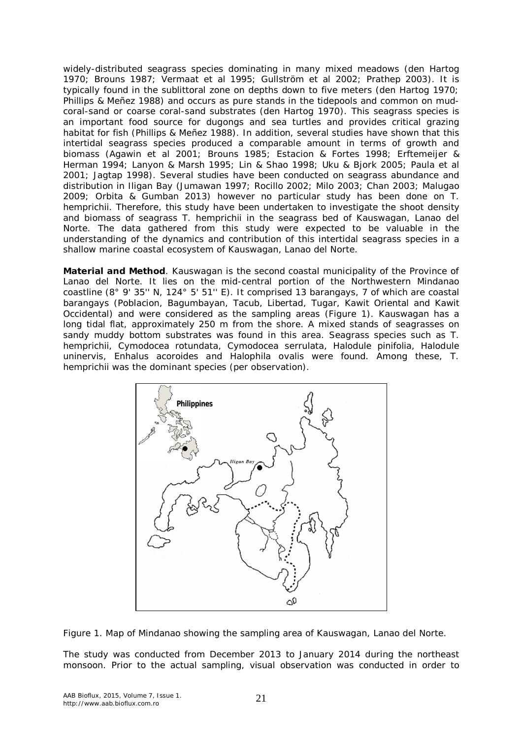widely-distributed seagrass species dominating in many mixed meadows (den Hartog 1970; Brouns 1987; Vermaat et al 1995; Gullström et al 2002; Prathep 2003). It is typically found in the sublittoral zone on depths down to five meters (den Hartog 1970; Phillips & Meñez 1988) and occurs as pure stands in the tidepools and common on mud-coral-sand or coarse coral-sand substrates (den Hartog 1970). This seagrass species is an important food source for dugongs and sea turtles and provides critical grazing habitat for fish (Phillips & Meñez 1988). In addition, several studies have shown that this intertidal seagrass species produced a comparable amount in terms of growth and biomass (Agawin et al 2001; Brouns 1985; Estacion & Fortes 1998; Erftemeijer & Herman 1994; Lanyon & Marsh 1995; Lin & Shao 1998; Uku & Bjork 2005; Paula et al 2001; Jagtap 1998). Several studies have been conducted on seagrass abundance and distribution in Iligan Bay (Jumawan 1997; Rocillo 2002; Milo 2003; Chan 2003; Malugao 2009; Orbita & Gumban 2013) however no particular study has been done on *T. hemprichii*. Therefore, this study have been undertaken to investigate the shoot density and biomass of seagrass *T. hemprichii* in the seagrass bed of Kauswagan, Lanao del Norte. The data gathered from this study were expected to be valuable in the understanding of the dynamics and contribution of this intertidal seagrass species in a shallow marine coastal ecosystem of Kauswagan, Lanao del Norte.

**Material and Method**. Kauswagan is the second coastal municipality of the Province of Lanao del Norte. It lies on the mid-central portion of the Northwestern Mindanao coastline (8° 9' 35'' N, 124° 5' 51'' E). It comprised 13 barangays, 7 of which are coastal barangays (Poblacion, Bagumbayan, Tacub, Libertad, Tugar, Kawit Oriental and Kawit Occidental) and were considered as the sampling areas (Figure 1). Kauswagan has a long tidal flat, approximately 250 m from the shore. A mixed stands of seagrasses on sandy muddy bottom substrates was found in this area. Seagrass species such as *T. hemprichii*, *Cymodocea rotundata*, *Cymodocea serrulata*, *Halodule pinifolia*, *Halodule uninervis*, *Enhalus acoroides* and *Halophila ovalis* were found. Among these, *T. hemprichii* was the dominant species (per observation).

Figure 1. Map of Mindanao showing the sampling area of Kauswagan, Lanao del Norte.

The study was conducted from December 2013 to January 2014 during the northeast monsoon. Prior to the actual sampling, visual observation was conducted in order to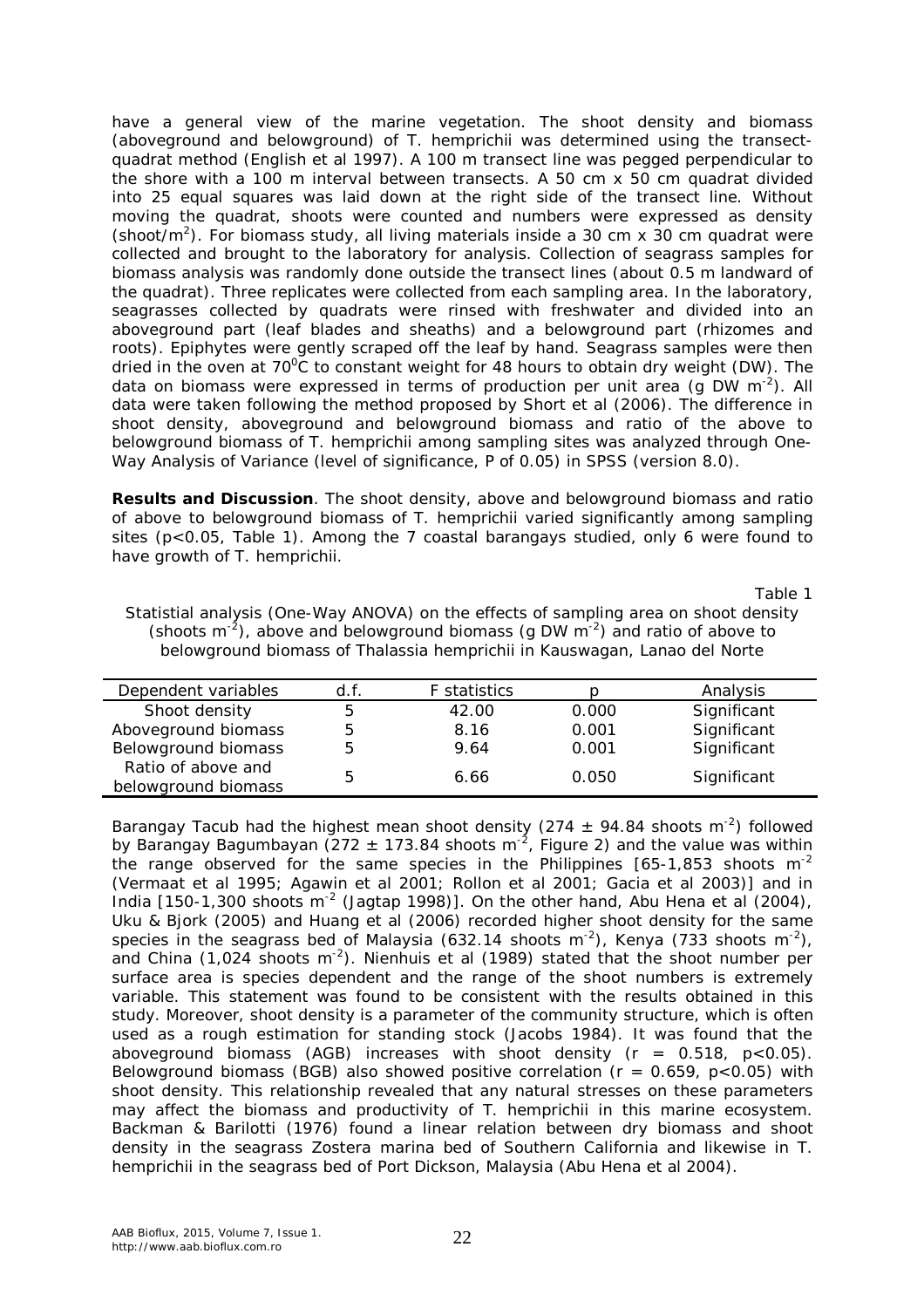have a general view of the marine vegetation. The shoot density and biomass (aboveground and belowground) of T. hemprichii was determined using the transect-quadrat method (English et al 1997). A 100 m transect line was pegged perpendicular to the shore with a 100 m interval between transects. A 50 cm x 50 cm quadrat divided into 25 equal squares was laid down at the right side of the transect line. Without moving the quadrat, shoots were counted and numbers were expressed as density (shoot/$m^2$). For biomass study, all living materials inside a 30 cm x 30 cm quadrat were collected and brought to the laboratory for analysis. Collection of seagrass samples for biomass analysis was randomly done outside the transect lines (about 0.5 m landward of the quadrat). Three replicates were collected from each sampling area. In the laboratory, seagrasses collected by quadrats were rinsed with freshwater and divided into an aboveground part (leaf blades and sheaths) and a belowground part (rhizomes and roots). Epiphytes were gently scraped off the leaf by hand. Seagrass samples were then dried in the oven at $70^0$C to constant weight for 48 hours to obtain dry weight (DW). The data on biomass were expressed in terms of production per unit area (g DW $m^{-2}$). All data were taken following the method proposed by Short et al (2006). The difference in shoot density, aboveground and belowground biomass and ratio of the above to belowground biomass of T. hemprichii among sampling sites was analyzed through One-Way Analysis of Variance (level of significance, P of 0.05) in SPSS (version 8.0).

**Results and Discussion**. The shoot density, above and belowground biomass and ratio of above to belowground biomass of T. hemprichii varied significantly among sampling sites ($p<0.05$, Table 1). Among the 7 coastal barangays studied, only 6 were found to have growth of T. hemprichii.

Table 1

Statistial analysis (One-Way ANOVA) on the effects of sampling area on shoot density (shoots $m^{-2}$), above and belowground biomass (g DW $m^{-2}$) and ratio of above to belowground biomass of Thalassia hemprichii in Kauswagan, Lanao del Norte

| Dependent variables | d.f. | F statistics | p | Analysis |
|---|---|---|---|---|
| Shoot density | 5 | 42.00 | 0.000 | Significant |
| Aboveground biomass | 5 | 8.16 | 0.001 | Significant |
| Belowground biomass | 5 | 9.64 | 0.001 | Significant |
| Ratio of above and belowground biomass | 5 | 6.66 | 0.050 | Significant |

Barangay Tacub had the highest mean shoot density (274 ± 94.84 shoots $m^{-2}$) followed by Barangay Bagumbayan (272 ± 173.84 shoots $m^{-2}$, Figure 2) and the value was within the range observed for the same species in the Philippines [65-1,853 shoots $m^{-2}$ (Vermaat et al 1995; Agawin et al 2001; Rollon et al 2001; Gacia et al 2003)] and in India [150-1,300 shoots $m^{-2}$ (Jagtap 1998)]. On the other hand, Abu Hena et al (2004), Uku & Bjork (2005) and Huang et al (2006) recorded higher shoot density for the same species in the seagrass bed of Malaysia (632.14 shoots $m^{-2}$), Kenya (733 shoots $m^{-2}$), and China (1,024 shoots $m^{-2}$). Nienhuis et al (1989) stated that the shoot number per surface area is species dependent and the range of the shoot numbers is extremely variable. This statement was found to be consistent with the results obtained in this study. Moreover, shoot density is a parameter of the community structure, which is often used as a rough estimation for standing stock (Jacobs 1984). It was found that the aboveground biomass (AGB) increases with shoot density ($r = 0.518$, $p<0.05$). Belowground biomass (BGB) also showed positive correlation ($r = 0.659$, $p<0.05$) with shoot density. This relationship revealed that any natural stresses on these parameters may affect the biomass and productivity of T. hemprichii in this marine ecosystem. Backman & Barilotti (1976) found a linear relation between dry biomass and shoot density in the seagrass Zostera marina bed of Southern California and likewise in T. hemprichii in the seagrass bed of Port Dickson, Malaysia (Abu Hena et al 2004).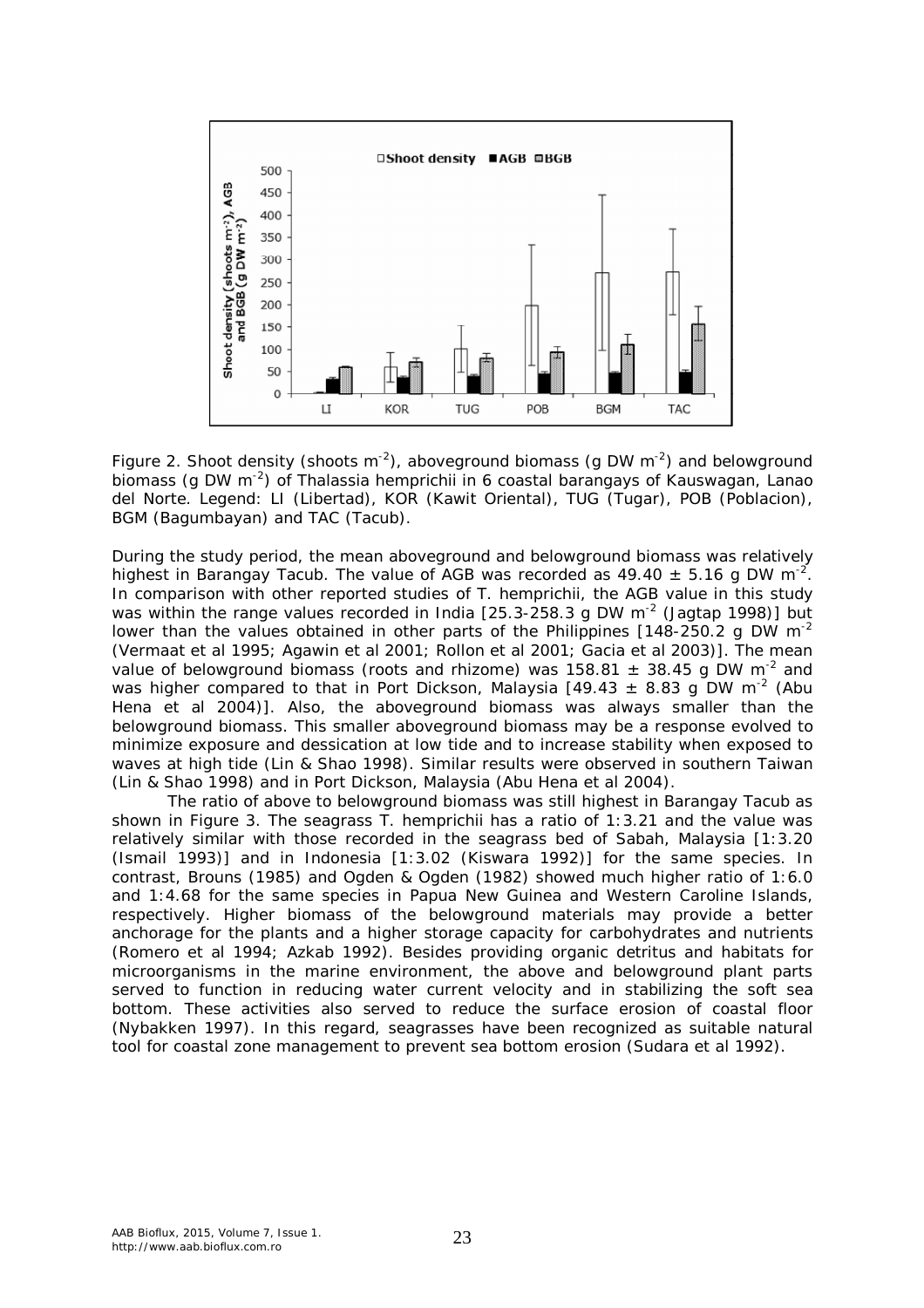Figure 2. Shoot density (shoots $m^{-2}$), aboveground biomass (g DW $m^{-2}$) and belowground biomass (g DW $m^{-2}$) of Thalassia hemprichii in 6 coastal barangays of Kauswagan, Lanao del Norte. Legend: LI (Libertad), KOR (Kawit Oriental), TUG (Tugar), POB (Poblacion), BGM (Bagumbayan) and TAC (Tacub).

During the study period, the mean aboveground and belowground biomass was relatively highest in Barangay Tacub. The value of AGB was recorded as 49.40 ± 5.16 g DW $m^{-2}$. In comparison with other reported studies of *T. hemprichii*, the AGB value in this study was within the range values recorded in India [25.3-258.3 g DW $m^{-2}$ (Jagtap 1998)] but lower than the values obtained in other parts of the Philippines [148-250.2 g DW $m^{-2}$ (Vermaat et al 1995; Agawin et al 2001; Rollon et al 2001; Gacia et al 2003)]. The mean value of belowground biomass (roots and rhizome) was 158.81 ± 38.45 g DW $m^{-2}$ and was higher compared to that in Port Dickson, Malaysia [49.43 ± 8.83 g DW $m^{-2}$ (Abu Hena et al 2004)]. Also, the aboveground biomass was always smaller than the belowground biomass. This smaller aboveground biomass may be a response evolved to minimize exposure and dessication at low tide and to increase stability when exposed to waves at high tide (Lin & Shao 1998). Similar results were observed in southern Taiwan (Lin & Shao 1998) and in Port Dickson, Malaysia (Abu Hena et al 2004).

The ratio of above to belowground biomass was still highest in Barangay Tacub as shown in Figure 3. The seagrass *T. hemprichii* has a ratio of 1:3.21 and the value was relatively similar with those recorded in the seagrass bed of Sabah, Malaysia [1:3.20 (Ismail 1993)] and in Indonesia [1:3.02 (Kiswara 1992)] for the same species. In contrast, Brouns (1985) and Ogden & Ogden (1982) showed much higher ratio of 1:6.0 and 1:4.68 for the same species in Papua New Guinea and Western Caroline Islands, respectively. Higher biomass of the belowground materials may provide a better anchorage for the plants and a higher storage capacity for carbohydrates and nutrients (Romero et al 1994; Azkab 1992). Besides providing organic detritus and habitats for microorganisms in the marine environment, the above and belowground plant parts served to function in reducing water current velocity and in stabilizing the soft sea bottom. These activities also served to reduce the surface erosion of coastal floor (Nybakken 1997). In this regard, seagrasses have been recognized as suitable natural tool for coastal zone management to prevent sea bottom erosion (Sudara et al 1992).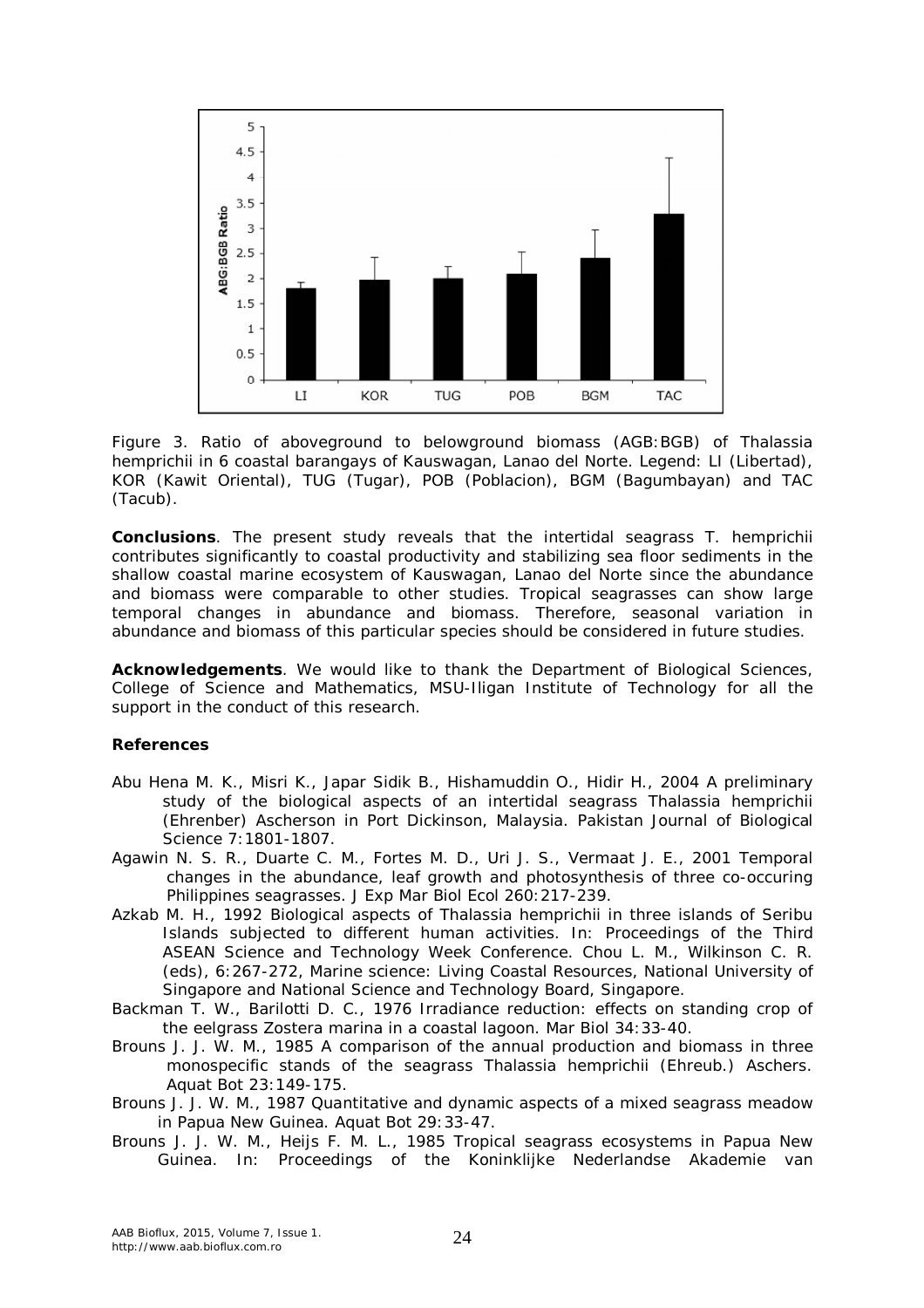Figure 3. Ratio of aboveground to belowground biomass (AGB:BGB) of Thalassia hemprichii in 6 coastal barangays of Kauswagan, Lanao del Norte. Legend: LI (Libertad), KOR (Kawit Oriental), TUG (Tugar), POB (Poblacion), BGM (Bagumbayan) and TAC (Tacub).

**Conclusions**. The present study reveals that the intertidal seagrass T. hemprichii contributes significantly to coastal productivity and stabilizing sea floor sediments in the shallow coastal marine ecosystem of Kauswagan, Lanao del Norte since the abundance and biomass were comparable to other studies. Tropical seagrasses can show large temporal changes in abundance and biomass. Therefore, seasonal variation in abundance and biomass of this particular species should be considered in future studies.

**Acknowledgements**. We would like to thank the Department of Biological Sciences, College of Science and Mathematics, MSU-Iligan Institute of Technology for all the support in the conduct of this research.

### References

Abu Hena M. K., Misri K., Japar Sidik B., Hishamuddin O., Hidir H., 2004 A preliminary study of the biological aspects of an intertidal seagrass Thalassia hemprichii (Ehrenber) Ascherson in Port Dickinson, Malaysia. Pakistan Journal of Biological Science 7:1801-1807.

Agawin N. S. R., Duarte C. M., Fortes M. D., Uri J. S., Vermaat J. E., 2001 Temporal changes in the abundance, leaf growth and photosynthesis of three co-occuring Philippines seagrasses. J Exp Mar Biol Ecol 260:217-239.

Azkab M. H., 1992 Biological aspects of Thalassia hemprichii in three islands of Seribu Islands subjected to different human activities. In: Proceedings of the Third ASEAN Science and Technology Week Conference. Chou L. M., Wilkinson C. R. (eds), 6:267-272, Marine science: Living Coastal Resources, National University of Singapore and National Science and Technology Board, Singapore.

Backman T. W., Barilotti D. C., 1976 Irradiance reduction: effects on standing crop of the eelgrass Zostera marina in a coastal lagoon. Mar Biol 34:33-40.

Brouns J. J. W. M., 1985 A comparison of the annual production and biomass in three monospecific stands of the seagrass Thalassia hemprichii (Ehreub.) Aschers. Aquat Bot 23:149-175.

Brouns J. J. W. M., 1987 Quantitative and dynamic aspects of a mixed seagrass meadow in Papua New Guinea. Aquat Bot 29:33-47.

Brouns J. J. W. M., Heijs F. M. L., 1985 Tropical seagrass ecosystems in Papua New Guinea. In: Proceedings of the Koninklijke Nederlandse Akademie van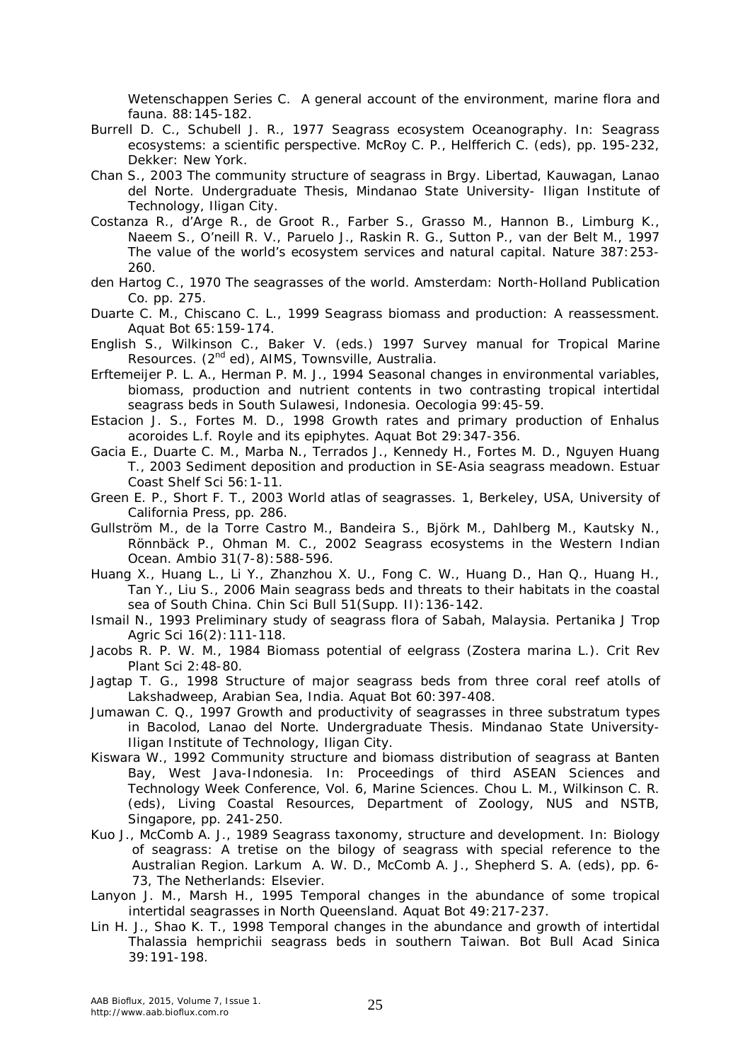Wetenschappen Series C. A general account of the environment, marine flora and fauna. 88:145-182.

Burrell D. C., Schubell J. R., 1977 Seagrass ecosystem Oceanography. In: Seagrass ecosystems: a scientific perspective. McRoy C. P., Helfferich C. (eds), pp. 195-232, Dekker: New York.

Chan S., 2003 The community structure of seagrass in Brgy. Libertad, Kauwagan, Lanao del Norte. Undergraduate Thesis, Mindanao State University- Iligan Institute of Technology, Iligan City.

Costanza R., d'Arge R., de Groot R., Farber S., Grasso M., Hannon B., Limburg K., Naeem S., O'neill R. V., Paruelo J., Raskin R. G., Sutton P., van der Belt M., 1997 The value of the world's ecosystem services and natural capital. Nature 387:253-260.

den Hartog C., 1970 The seagrasses of the world. Amsterdam: North-Holland Publication Co. pp. 275.

Duarte C. M., Chiscano C. L., 1999 Seagrass biomass and production: A reassessment. Aquat Bot 65:159-174.

English S., Wilkinson C., Baker V. (eds.) 1997 Survey manual for Tropical Marine Resources. (2nd ed), AIMS, Townsville, Australia.

Erftemeijer P. L. A., Herman P. M. J., 1994 Seasonal changes in environmental variables, biomass, production and nutrient contents in two contrasting tropical intertidal seagrass beds in South Sulawesi, Indonesia. Oecologia 99:45-59.

Estacion J. S., Fortes M. D., 1998 Growth rates and primary production of Enhalus acoroides L.f. Royle and its epiphytes. Aquat Bot 29:347-356.

Gacia E., Duarte C. M., Marba N., Terrados J., Kennedy H., Fortes M. D., Nguyen Huang T., 2003 Sediment deposition and production in SE-Asia seagrass meadown. Estuar Coast Shelf Sci 56:1-11.

Green E. P., Short F. T., 2003 World atlas of seagrasses. 1, Berkeley, USA, University of California Press, pp. 286.

Gullström M., de la Torre Castro M., Bandeira S., Björk M., Dahlberg M., Kautsky N., Rönnbäck P., Ohman M. C., 2002 Seagrass ecosystems in the Western Indian Ocean. Ambio 31(7-8):588-596.

Huang X., Huang L., Li Y., Zhanzhou X. U., Fong C. W., Huang D., Han Q., Huang H., Tan Y., Liu S., 2006 Main seagrass beds and threats to their habitats in the coastal sea of South China. Chin Sci Bull 51(Supp. II):136-142.

Ismail N., 1993 Preliminary study of seagrass flora of Sabah, Malaysia. Pertanika J Trop Agric Sci 16(2):111-118.

Jacobs R. P. W. M., 1984 Biomass potential of eelgrass (Zostera marina L.). Crit Rev Plant Sci 2:48-80.

Jagtap T. G., 1998 Structure of major seagrass beds from three coral reef atolls of Lakshadweep, Arabian Sea, India. Aquat Bot 60:397-408.

Jumawan C. Q., 1997 Growth and productivity of seagrasses in three substratum types in Bacolod, Lanao del Norte. Undergraduate Thesis. Mindanao State University- Iligan Institute of Technology, Iligan City.

Kiswara W., 1992 Community structure and biomass distribution of seagrass at Banten Bay, West Java-Indonesia. In: Proceedings of third ASEAN Sciences and Technology Week Conference, Vol. 6, Marine Sciences. Chou L. M., Wilkinson C. R. (eds), Living Coastal Resources, Department of Zoology, NUS and NSTB, Singapore, pp. 241-250.

Kuo J., McComb A. J., 1989 Seagrass taxonomy, structure and development. In: Biology of seagrass: A tretise on the bilogy of seagrass with special reference to the Australian Region. Larkum A. W. D., McComb A. J., Shepherd S. A. (eds), pp. 6-73, The Netherlands: Elsevier.

Lanyon J. M., Marsh H., 1995 Temporal changes in the abundance of some tropical intertidal seagrasses in North Queensland. Aquat Bot 49:217-237.

Lin H. J., Shao K. T., 1998 Temporal changes in the abundance and growth of intertidal Thalassia hemprichii seagrass beds in southern Taiwan. Bot Bull Acad Sinica 39:191-198.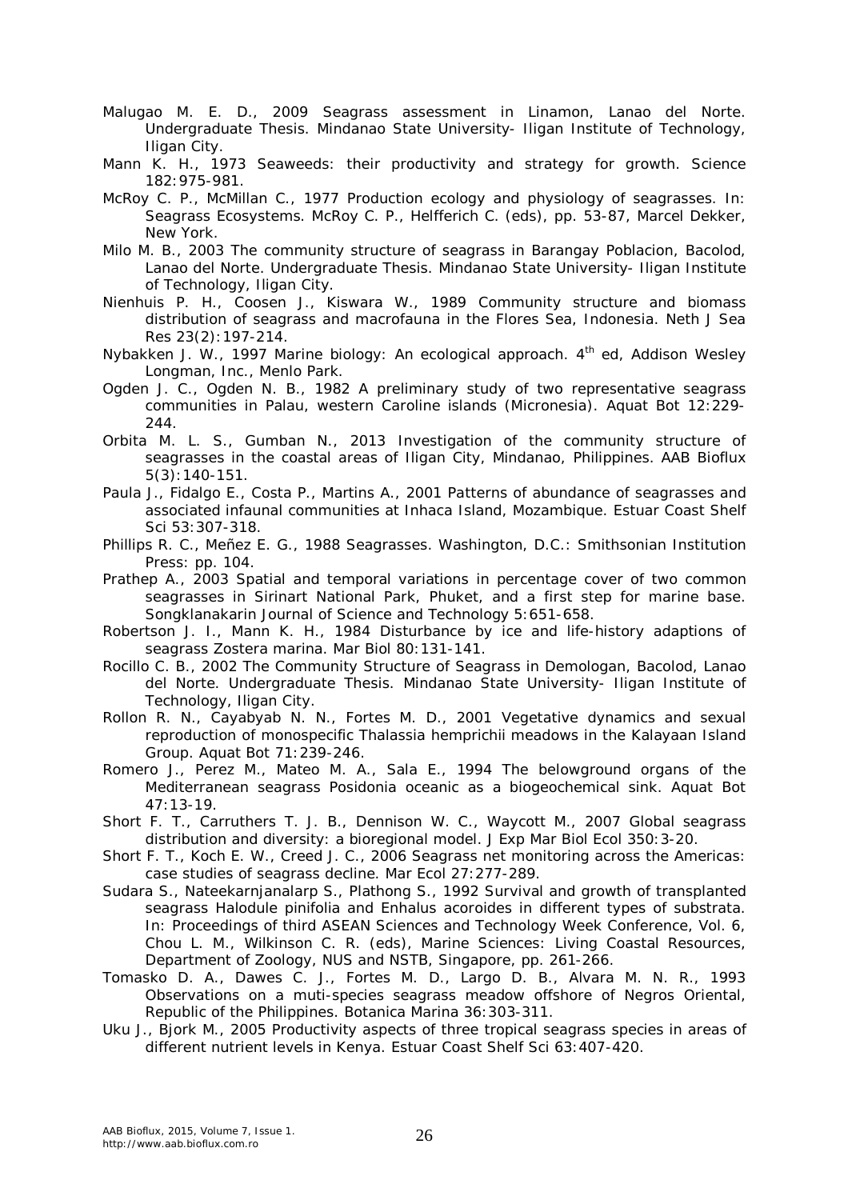Malugao M. E. D., 2009 Seagrass assessment in Linamon, Lanao del Norte. Undergraduate Thesis. Mindanao State University- Iligan Institute of Technology, Iligan City.

Mann K. H., 1973 Seaweeds: their productivity and strategy for growth. Science 182:975-981.

McRoy C. P., McMillan C., 1977 Production ecology and physiology of seagrasses. In: Seagrass Ecosystems. McRoy C. P., Helfferich C. (eds), pp. 53-87, Marcel Dekker, New York.

Milo M. B., 2003 The community structure of seagrass in Barangay Poblacion, Bacolod, Lanao del Norte. Undergraduate Thesis. Mindanao State University- Iligan Institute of Technology, Iligan City.

Nienhuis P. H., Coosen J., Kiswara W., 1989 Community structure and biomass distribution of seagrass and macrofauna in the Flores Sea, Indonesia. Neth J Sea Res 23(2):197-214.

Nybakken J. W., 1997 Marine biology: An ecological approach. 4th ed, Addison Wesley Longman, Inc., Menlo Park.

Ogden J. C., Ogden N. B., 1982 A preliminary study of two representative seagrass communities in Palau, western Caroline islands (Micronesia). Aquat Bot 12:229-244.

Orbita M. L. S., Gumban N., 2013 Investigation of the community structure of seagrasses in the coastal areas of Iligan City, Mindanao, Philippines. AAB Bioflux 5(3):140-151.

Paula J., Fidalgo E., Costa P., Martins A., 2001 Patterns of abundance of seagrasses and associated infaunal communities at Inhaca Island, Mozambique. Estuar Coast Shelf Sci 53:307-318.

Phillips R. C., Meñez E. G., 1988 Seagrasses. Washington, D.C.: Smithsonian Institution Press: pp. 104.

Prathep A., 2003 Spatial and temporal variations in percentage cover of two common seagrasses in Sirinart National Park, Phuket, and a first step for marine base. Songklanakarin Journal of Science and Technology 5:651-658.

Robertson J. I., Mann K. H., 1984 Disturbance by ice and life-history adaptions of seagrass Zostera marina. Mar Biol 80:131-141.

Rocillo C. B., 2002 The Community Structure of Seagrass in Demologan, Bacolod, Lanao del Norte. Undergraduate Thesis. Mindanao State University- Iligan Institute of Technology, Iligan City.

Rollon R. N., Cayabyab N. N., Fortes M. D., 2001 Vegetative dynamics and sexual reproduction of monospecific Thalassia hemprichii meadows in the Kalayaan Island Group. Aquat Bot 71:239-246.

Romero J., Perez M., Mateo M. A., Sala E., 1994 The belowground organs of the Mediterranean seagrass Posidonia oceanic as a biogeochemical sink. Aquat Bot 47:13-19.

Short F. T., Carruthers T. J. B., Dennison W. C., Waycott M., 2007 Global seagrass distribution and diversity: a bioregional model. J Exp Mar Biol Ecol 350:3-20.

Short F. T., Koch E. W., Creed J. C., 2006 Seagrass net monitoring across the Americas: case studies of seagrass decline. Mar Ecol 27:277-289.

Sudara S., Nateekarnjanalarp S., Plathong S., 1992 Survival and growth of transplanted seagrass Halodule pinifolia and Enhalus acoroides in different types of substrata. In: Proceedings of third ASEAN Sciences and Technology Week Conference, Vol. 6, Chou L. M., Wilkinson C. R. (eds), Marine Sciences: Living Coastal Resources, Department of Zoology, NUS and NSTB, Singapore, pp. 261-266.

Tomasko D. A., Dawes C. J., Fortes M. D., Largo D. B., Alvara M. N. R., 1993 Observations on a muti-species seagrass meadow offshore of Negros Oriental, Republic of the Philippines. Botanica Marina 36:303-311.

Uku J., Bjork M., 2005 Productivity aspects of three tropical seagrass species in areas of different nutrient levels in Kenya. Estuar Coast Shelf Sci 63:407-420.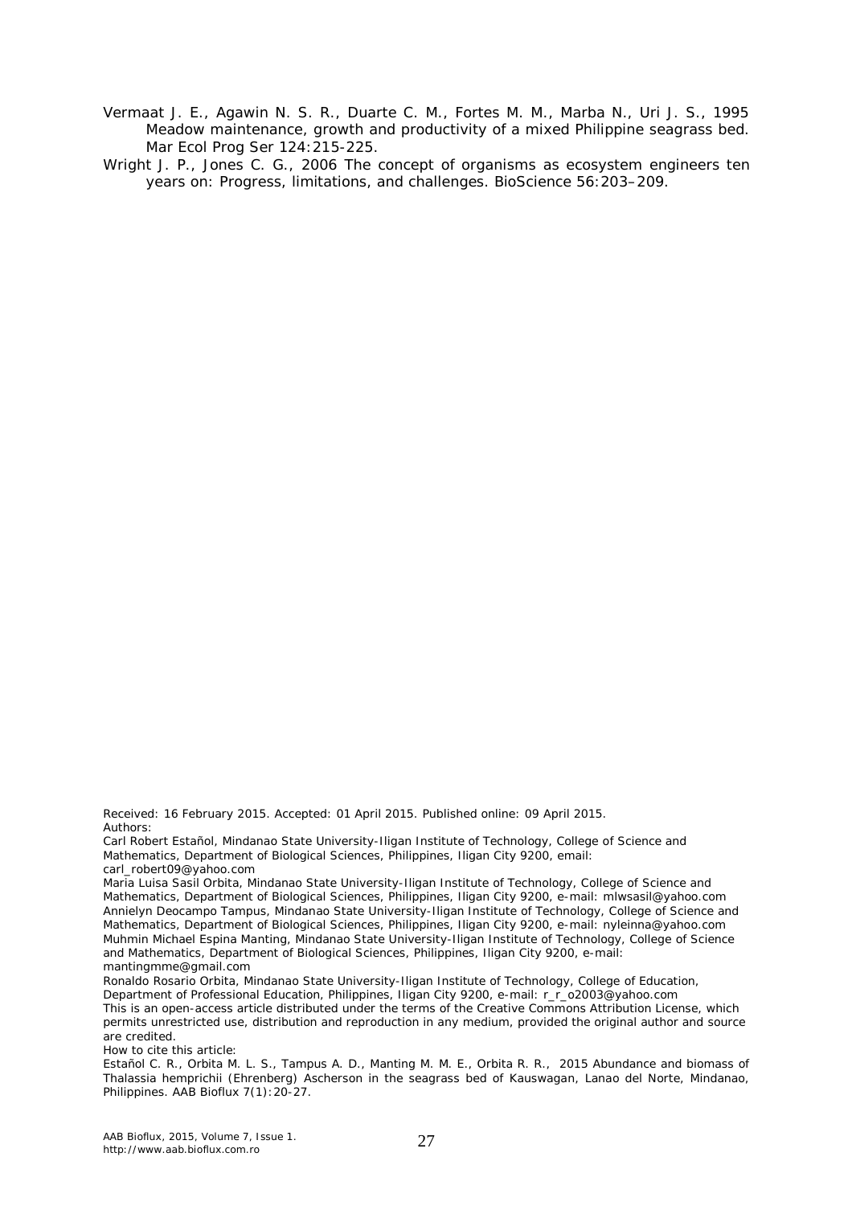Vermaat J. E., Agawin N. S. R., Duarte C. M., Fortes M. M., Marba N., Uri J. S., 1995 Meadow maintenance, growth and productivity of a mixed Philippine seagrass bed. Mar Ecol Prog Ser 124:215-225.

Wright J. P., Jones C. G., 2006 The concept of organisms as ecosystem engineers ten years on: Progress, limitations, and challenges. BioScience 56:203–209.

Received: 16 February 2015. Accepted: 01 April 2015. Published online: 09 April 2015.

Authors:

Carl Robert Estañol, Mindanao State University-Iligan Institute of Technology, College of Science and Mathematics, Department of Biological Sciences, Philippines, Iligan City 9200, email: carl_robert09@yahoo.com

Maria Luisa Sasil Orbita, Mindanao State University-Iligan Institute of Technology, College of Science and Mathematics, Department of Biological Sciences, Philippines, Iligan City 9200, e-mail: mlwsasil@yahoo.com

Annielyn Deocampo Tampus, Mindanao State University-Iligan Institute of Technology, College of Science and Mathematics, Department of Biological Sciences, Philippines, Iligan City 9200, e-mail: nyleinna@yahoo.com

Muhmin Michael Espina Manting, Mindanao State University-Iligan Institute of Technology, College of Science and Mathematics, Department of Biological Sciences, Philippines, Iligan City 9200, e-mail: mantingmme@gmail.com

Ronaldo Rosario Orbita, Mindanao State University-Iligan Institute of Technology, College of Education, Department of Professional Education, Philippines, Iligan City 9200, e-mail: r_r_o2003@yahoo.com

This is an open-access article distributed under the terms of the Creative Commons Attribution License, which permits unrestricted use, distribution and reproduction in any medium, provided the original author and source are credited.

How to cite this article:

Estañol C. R., Orbita M. L. S., Tampus A. D., Manting M. M. E., Orbita R. R., 2015 Abundance and biomass of Thalassia hemprichii (Ehrenberg) Ascherson in the seagrass bed of Kauswagan, Lanao del Norte, Mindanao, Philippines. AAB Bioflux 7(1):20-27.